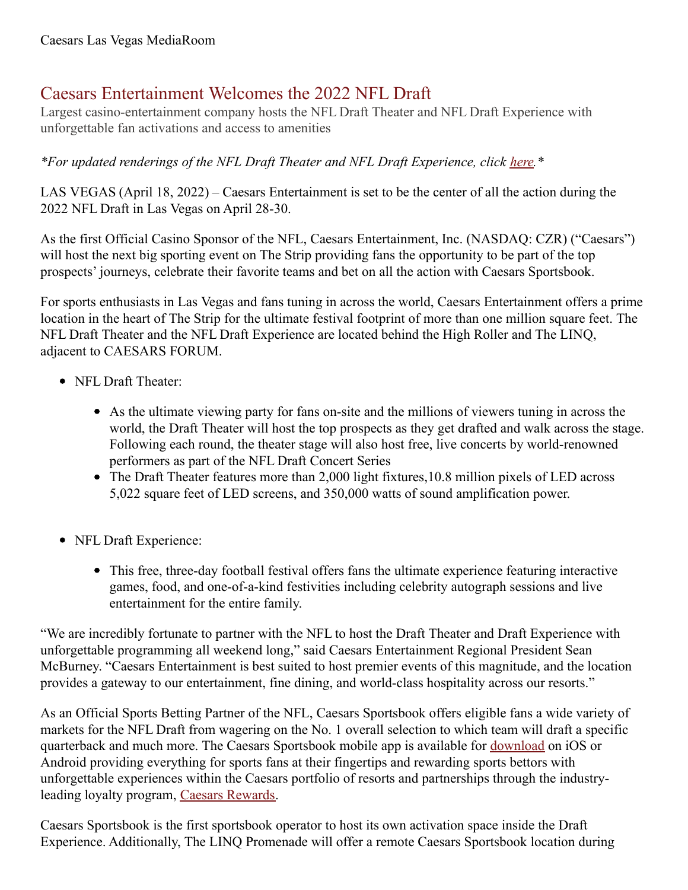Caesars Las Vegas MediaRoom

# Caesars Entertainment Welcomes the 2022 NFL Draft

Largest casino-entertainment company hosts the NFL Draft Theater and NFL Draft Experience with unforgettable fan activations and access to amenities

*\*For updated renderings of the NFL Draft Theater and NFL Draft Experience, click [here](#).\**

LAS VEGAS (April 18, 2022) – Caesars Entertainment is set to be the center of all the action during the 2022 NFL Draft in Las Vegas on April 28-30.

As the first Official Casino Sponsor of the NFL, Caesars Entertainment, Inc. (NASDAQ: CZR) ("Caesars") will host the next big sporting event on The Strip providing fans the opportunity to be part of the top prospects' journeys, celebrate their favorite teams and bet on all the action with Caesars Sportsbook.

For sports enthusiasts in Las Vegas and fans tuning in across the world, Caesars Entertainment offers a prime location in the heart of The Strip for the ultimate festival footprint of more than one million square feet. The NFL Draft Theater and the NFL Draft Experience are located behind the High Roller and The LINQ, adjacent to CAESARS FORUM.

- NFL Draft Theater:
  - As the ultimate viewing party for fans on-site and the millions of viewers tuning in across the world, the Draft Theater will host the top prospects as they get drafted and walk across the stage. Following each round, the theater stage will also host free, live concerts by world-renowned performers as part of the NFL Draft Concert Series
  - The Draft Theater features more than 2,000 light fixtures,10.8 million pixels of LED across 5,022 square feet of LED screens, and 350,000 watts of sound amplification power.
- NFL Draft Experience:
  - This free, three-day football festival offers fans the ultimate experience featuring interactive games, food, and one-of-a-kind festivities including celebrity autograph sessions and live entertainment for the entire family.

"We are incredibly fortunate to partner with the NFL to host the Draft Theater and Draft Experience with unforgettable programming all weekend long," said Caesars Entertainment Regional President Sean McBurney. "Caesars Entertainment is best suited to host premier events of this magnitude, and the location provides a gateway to our entertainment, fine dining, and world-class hospitality across our resorts."

As an Official Sports Betting Partner of the NFL, Caesars Sportsbook offers eligible fans a wide variety of markets for the NFL Draft from wagering on the No. 1 overall selection to which team will draft a specific quarterback and much more. The Caesars Sportsbook mobile app is available for [download](#) on iOS or Android providing everything for sports fans at their fingertips and rewarding sports bettors with unforgettable experiences within the Caesars portfolio of resorts and partnerships through the industry-leading loyalty program, [Caesars Rewards](#).

Caesars Sportsbook is the first sportsbook operator to host its own activation space inside the Draft Experience. Additionally, The LINQ Promenade will offer a remote Caesars Sportsbook location during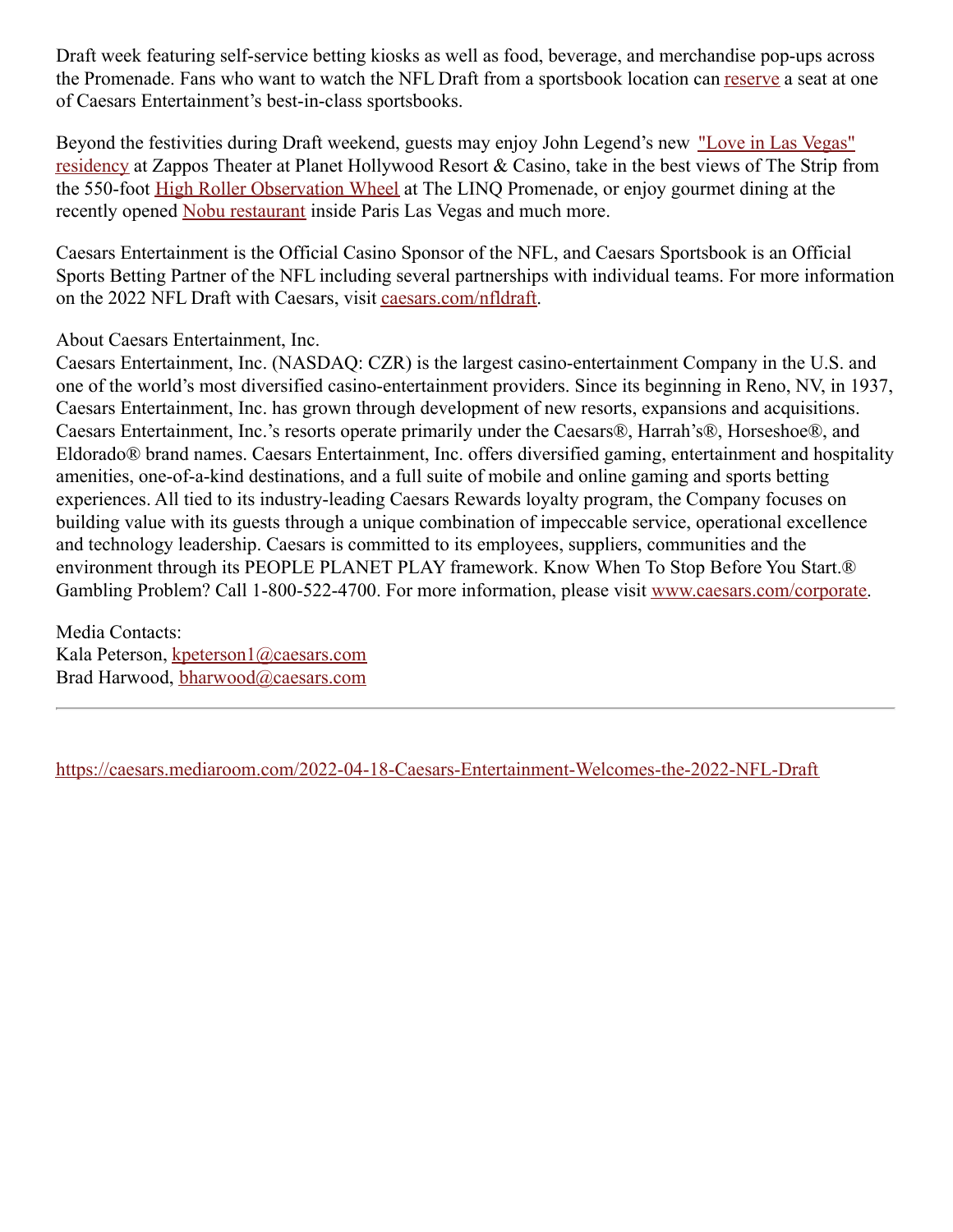Draft week featuring self-service betting kiosks as well as food, beverage, and merchandise pop-ups across the Promenade. Fans who want to watch the NFL Draft from a sportsbook location can [reserve](#) a seat at one of Caesars Entertainment's best-in-class sportsbooks.

Beyond the festivities during Draft weekend, guests may enjoy John Legend's new ["Love in Las Vegas" residency](#) at Zappos Theater at Planet Hollywood Resort & Casino, take in the best views of The Strip from the 550-foot [High Roller Observation Wheel](#) at The LINQ Promenade, or enjoy gourmet dining at the recently opened [Nobu restaurant](#) inside Paris Las Vegas and much more.

Caesars Entertainment is the Official Casino Sponsor of the NFL, and Caesars Sportsbook is an Official Sports Betting Partner of the NFL including several partnerships with individual teams. For more information on the 2022 NFL Draft with Caesars, visit [caesars.com/nfldraft](#).

About Caesars Entertainment, Inc.
Caesars Entertainment, Inc. (NASDAQ: CZR) is the largest casino-entertainment Company in the U.S. and one of the world's most diversified casino-entertainment providers. Since its beginning in Reno, NV, in 1937, Caesars Entertainment, Inc. has grown through development of new resorts, expansions and acquisitions. Caesars Entertainment, Inc.'s resorts operate primarily under the Caesars®, Harrah's®, Horseshoe®, and Eldorado® brand names. Caesars Entertainment, Inc. offers diversified gaming, entertainment and hospitality amenities, one-of-a-kind destinations, and a full suite of mobile and online gaming and sports betting experiences. All tied to its industry-leading Caesars Rewards loyalty program, the Company focuses on building value with its guests through a unique combination of impeccable service, operational excellence and technology leadership. Caesars is committed to its employees, suppliers, communities and the environment through its PEOPLE PLANET PLAY framework. Know When To Stop Before You Start.® Gambling Problem? Call 1-800-522-4700. For more information, please visit [www.caesars.com/corporate](#).

Media Contacts:
Kala Peterson, kpeterson1@caesars.com
Brad Harwood, bharwood@caesars.com

---

https://caesars.mediaroom.com/2022-04-18-Caesars-Entertainment-Welcomes-the-2022-NFL-Draft